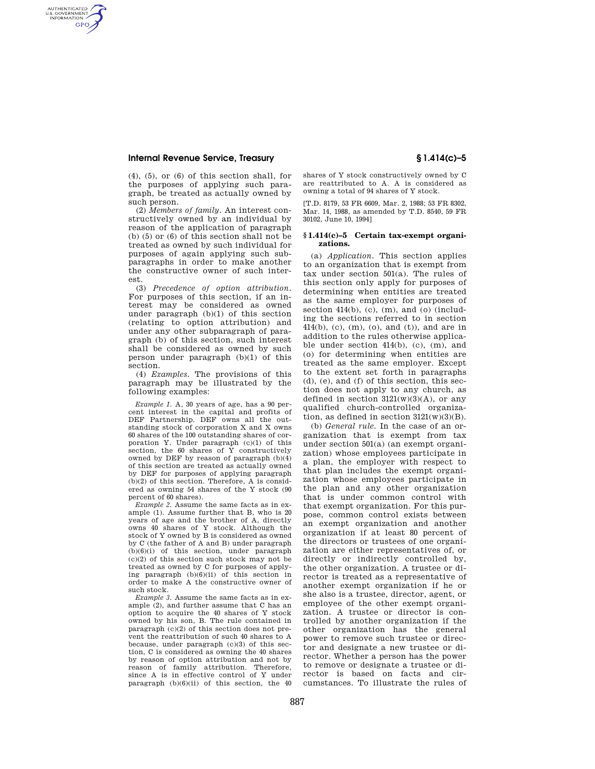(4), (5), or (6) of this section shall, for the purposes of applying such paragraph, be treated as actually owned by such person.

(2) *Members of family.* An interest constructively owned by an individual by reason of the application of paragraph (b) (5) or (6) of this section shall not be treated as owned by such individual for purposes of again applying such subparagraphs in order to make another the constructive owner of such interest.

(3) *Precedence of option attribution.* For purposes of this section, if an interest may be considered as owned under paragraph (b)(1) of this section (relating to option attribution) and under any other subparagraph of paragraph (b) of this section, such interest shall be considered as owned by such person under paragraph (b)(1) of this section.

(4) *Examples.* The provisions of this paragraph may be illustrated by the following examples:

*Example 1.* A, 30 years of age, has a 90 percent interest in the capital and profits of DEF Partnership. DEF owns all the outstanding stock of corporation X and X owns 60 shares of the 100 outstanding shares of corporation Y. Under paragraph (c)(1) of this section, the 60 shares of Y constructively owned by DEF by reason of paragraph (b)(4) of this section are treated as actually owned by DEF for purposes of applying paragraph (b)(2) of this section. Therefore, A is considered as owning 54 shares of the Y stock (90 percent of 60 shares).

*Example 2.* Assume the same facts as in example (1). Assume further that B, who is 20 years of age and the brother of A, directly owns 40 shares of Y stock. Although the stock of Y owned by B is considered as owned by C (the father of A and B) under paragraph (b)(6)(i) of this section, under paragraph (c)(2) of this section such stock may not be treated as owned by C for purposes of applying paragraph (b)(6)(ii) of this section in order to make A the constructive owner of such stock.

*Example 3.* Assume the same facts as in example (2), and further assume that C has an option to acquire the 40 shares of Y stock owned by his son, B. The rule contained in paragraph (c)(2) of this section does not prevent the reattribution of such 40 shares to A because, under paragraph (c)(3) of this section, C is considered as owning the 40 shares by reason of option attribution and not by reason of family attribution. Therefore, since A is in effective control of Y under paragraph (b)(6)(ii) of this section, the 40 shares of Y stock constructively owned by C are reattributed to A. A is considered as owning a total of 94 shares of Y stock.

[T.D. 8179, 53 FR 6609, Mar. 2, 1988; 53 FR 8302, Mar. 14, 1988, as amended by T.D. 8540, 59 FR 30102, June 10, 1994]

## § 1.414(c)–5 Certain tax-exempt organizations.

(a) *Application.* This section applies to an organization that is exempt from tax under section 501(a). The rules of this section only apply for purposes of determining when entities are treated as the same employer for purposes of section 414(b), (c), (m), and (o) (including the sections referred to in section 414(b), (c), (m), (o), and (t)), and are in addition to the rules otherwise applicable under section 414(b), (c), (m), and (o) for determining when entities are treated as the same employer. Except to the extent set forth in paragraphs (d), (e), and (f) of this section, this section does not apply to any church, as defined in section 3121(w)(3)(A), or any qualified church-controlled organization, as defined in section 3121(w)(3)(B).

(b) *General rule.* In the case of an organization that is exempt from tax under section 501(a) (an exempt organization) whose employees participate in a plan, the employer with respect to that plan includes the exempt organization whose employees participate in the plan and any other organization that is under common control with that exempt organization. For this purpose, common control exists between an exempt organization and another organization if at least 80 percent of the directors or trustees of one organization are either representatives of, or directly or indirectly controlled by, the other organization. A trustee or director is treated as a representative of another exempt organization if he or she also is a trustee, director, agent, or employee of the other exempt organization. A trustee or director is controlled by another organization if the other organization has the general power to remove such trustee or director and designate a new trustee or director. Whether a person has the power to remove or designate a trustee or director is based on facts and circumstances. To illustrate the rules of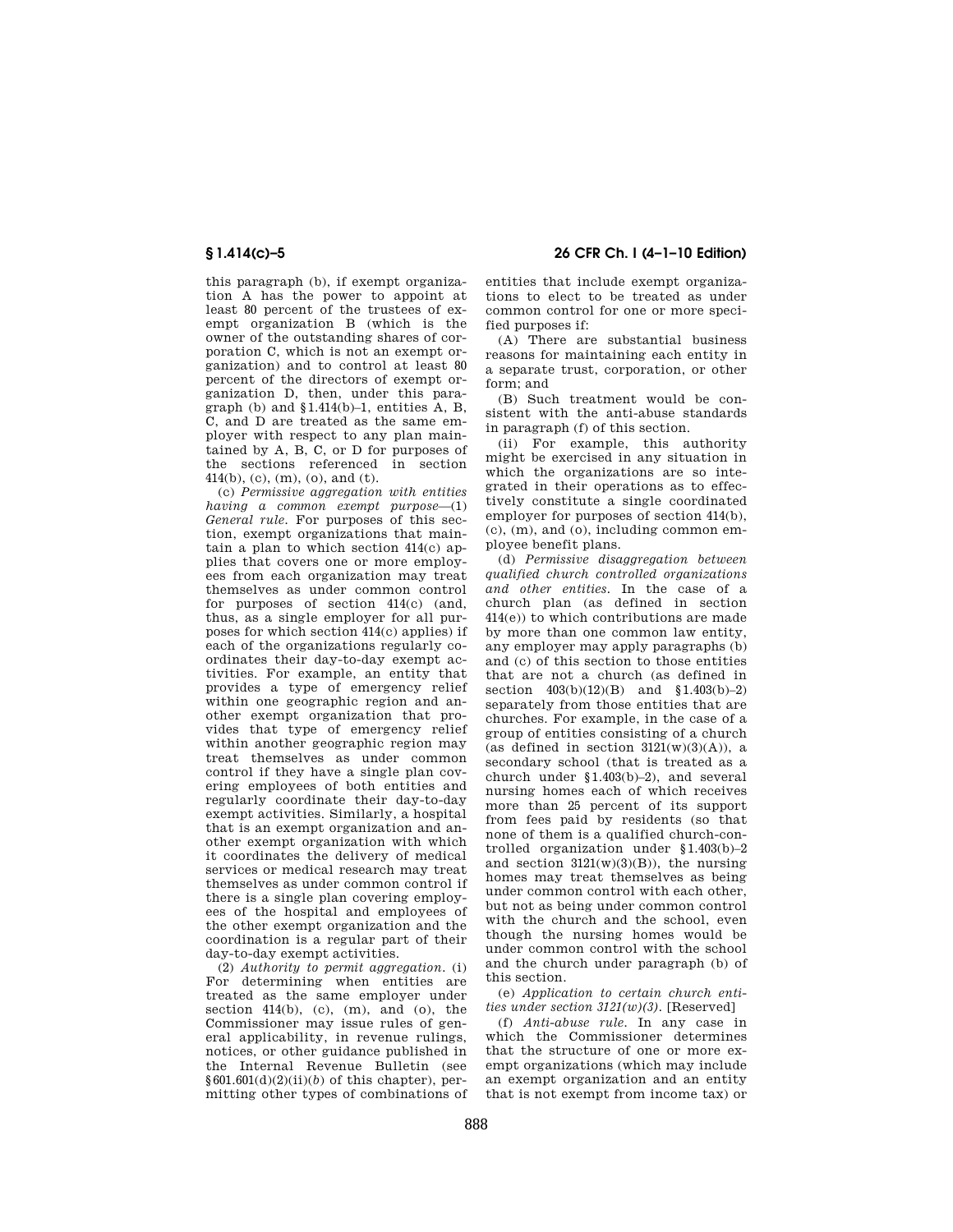this paragraph (b), if exempt organization A has the power to appoint at least 80 percent of the trustees of exempt organization B (which is the owner of the outstanding shares of corporation C, which is not an exempt organization) and to control at least 80 percent of the directors of exempt organization D, then, under this paragraph (b) and §1.414(b)–1, entities A, B, C, and D are treated as the same employer with respect to any plan maintained by A, B, C, or D for purposes of the sections referenced in section 414(b), (c), (m), (o), and (t).

(c) *Permissive aggregation with entities having a common exempt purpose*—(1) *General rule.* For purposes of this section, exempt organizations that maintain a plan to which section 414(c) applies that covers one or more employees from each organization may treat themselves as under common control for purposes of section 414(c) (and, thus, as a single employer for all purposes for which section 414(c) applies) if each of the organizations regularly coordinates their day-to-day exempt activities. For example, an entity that provides a type of emergency relief within one geographic region and another exempt organization that provides that type of emergency relief within another geographic region may treat themselves as under common control if they have a single plan covering employees of both entities and regularly coordinate their day-to-day exempt activities. Similarly, a hospital that is an exempt organization and another exempt organization with which it coordinates the delivery of medical services or medical research may treat themselves as under common control if there is a single plan covering employees of the hospital and employees of the other exempt organization and the coordination is a regular part of their day-to-day exempt activities.

(2) *Authority to permit aggregation.* (i) For determining when entities are treated as the same employer under section 414(b), (c), (m), and (o), the Commissioner may issue rules of general applicability, in revenue rulings, notices, or other guidance published in the Internal Revenue Bulletin (see §601.601(d)(2)(ii)(*b*) of this chapter), permitting other types of combinations of entities that include exempt organizations to elect to be treated as under common control for one or more specified purposes if:

(A) There are substantial business reasons for maintaining each entity in a separate trust, corporation, or other form; and

(B) Such treatment would be consistent with the anti-abuse standards in paragraph (f) of this section.

(ii) For example, this authority might be exercised in any situation in which the organizations are so integrated in their operations as to effectively constitute a single coordinated employer for purposes of section 414(b), (c), (m), and (o), including common employee benefit plans.

(d) *Permissive disaggregation between qualified church controlled organizations and other entities.* In the case of a church plan (as defined in section 414(e)) to which contributions are made by more than one common law entity, any employer may apply paragraphs (b) and (c) of this section to those entities that are not a church (as defined in section 403(b)(12)(B) and §1.403(b)–2) separately from those entities that are churches. For example, in the case of a group of entities consisting of a church (as defined in section 3121(w)(3)(A)), a secondary school (that is treated as a church under §1.403(b)–2), and several nursing homes each of which receives more than 25 percent of its support from fees paid by residents (so that none of them is a qualified church-controlled organization under §1.403(b)–2 and section 3121(w)(3)(B)), the nursing homes may treat themselves as being under common control with each other, but not as being under common control with the church and the school, even though the nursing homes would be under common control with the school and the church under paragraph (b) of this section.

(e) *Application to certain church entities under section 3121(w)(3).* [Reserved]

(f) *Anti-abuse rule.* In any case in which the Commissioner determines that the structure of one or more exempt organizations (which may include an exempt organization and an entity that is not exempt from income tax) or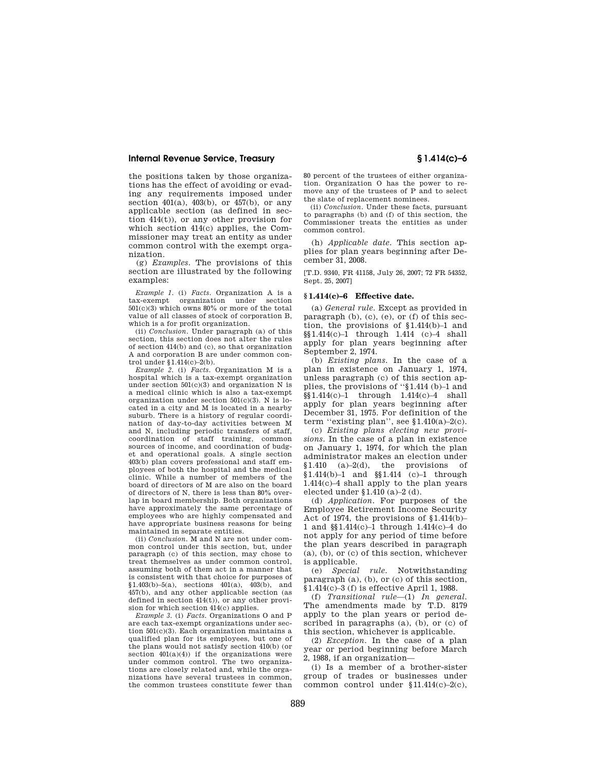the positions taken by those organizations has the effect of avoiding or evading any requirements imposed under section 401(a), 403(b), or 457(b), or any applicable section (as defined in section 414(t)), or any other provision for which section 414(c) applies, the Commissioner may treat an entity as under common control with the exempt organization.

(g) *Examples.* The provisions of this section are illustrated by the following examples:

*Example 1.* (i) *Facts.* Organization A is a tax-exempt organization under section 501(c)(3) which owns 80% or more of the total value of all classes of stock of corporation B, which is a for profit organization.

(ii) *Conclusion.* Under paragraph (a) of this section, this section does not alter the rules of section 414(b) and (c), so that organization A and corporation B are under common control under §1.414(c)–2(b).

*Example 2.* (i) *Facts.* Organization M is a hospital which is a tax-exempt organization under section 501(c)(3) and organization N is a medical clinic which is also a tax-exempt organization under section 501(c)(3). N is located in a city and M is located in a nearby suburb. There is a history of regular coordination of day-to-day activities between M and N, including periodic transfers of staff, coordination of staff training, common sources of income, and coordination of budget and operational goals. A single section 403(b) plan covers professional and staff employees of both the hospital and the medical clinic. While a number of members of the board of directors of M are also on the board of directors of N, there is less than 80% overlap in board membership. Both organizations have approximately the same percentage of employees who are highly compensated and have appropriate business reasons for being maintained in separate entities.

(ii) *Conclusion.* M and N are not under common control under this section, but, under paragraph (c) of this section, may chose to treat themselves as under common control, assuming both of them act in a manner that is consistent with that choice for purposes of §1.403(b)–5(a), sections 401(a), 403(b), and 457(b), and any other applicable section (as defined in section 414(t)), or any other provision for which section 414(c) applies.

*Example 3.* (i) *Facts.* Organizations O and P are each tax-exempt organizations under section 501(c)(3). Each organization maintains a qualified plan for its employees, but one of the plans would not satisfy section 410(b) (or section 401(a)(4)) if the organizations were under common control. The two organizations are closely related and, while the organizations have several trustees in common, the common trustees constitute fewer than 80 percent of the trustees of either organization. Organization O has the power to remove any of the trustees of P and to select the slate of replacement nominees.

(ii) *Conclusion.* Under these facts, pursuant to paragraphs (b) and (f) of this section, the Commissioner treats the entities as under common control.

(h) *Applicable date.* This section applies for plan years beginning after December 31, 2008.

[T.D. 9340, FR 41158, July 26, 2007; 72 FR 54352, Sept. 25, 2007]

## §1.414(c)–6 Effective date.

(a) *General rule.* Except as provided in paragraph (b), (c), (e), or (f) of this section, the provisions of §1.414(b)–1 and §§1.414(c)–1 through 1.414 (c)–4 shall apply for plan years beginning after September 2, 1974.

(b) *Existing plans.* In the case of a plan in existence on January 1, 1974, unless paragraph (c) of this section applies, the provisions of "§1.414 (b)–1 and §§1.414(c)–1 through 1.414(c)–4 shall apply for plan years beginning after December 31, 1975. For definition of the term "existing plan", see §1.410(a)–2(c).

(c) *Existing plans electing new provisions.* In the case of a plan in existence on January 1, 1974, for which the plan administrator makes an election under §1.410 (a)–2(d), the provisions of §1.414(b)–1 and §§1.414 (c)–1 through 1.414(c)–4 shall apply to the plan years elected under §1.410 (a)–2 (d).

(d) *Application.* For purposes of the Employee Retirement Income Security Act of 1974, the provisions of §1.414(b)–1 and §§1.414(c)–1 through 1.414(c)–4 do not apply for any period of time before the plan years described in paragraph (a), (b), or (c) of this section, whichever is applicable.

(e) *Special rule.* Notwithstanding paragraph (a), (b), or (c) of this section, §1.414(c)–3 (f) is effective April 1, 1988.

(f) *Transitional rule*—(1) *In general.* The amendments made by T.D. 8179 apply to the plan years or period described in paragraphs (a), (b), or (c) of this section, whichever is applicable.

(2) *Exception.* In the case of a plan year or period beginning before March 2, 1988, if an organization—

(i) Is a member of a brother-sister group of trades or businesses under common control under §11.414(c)–2(c),